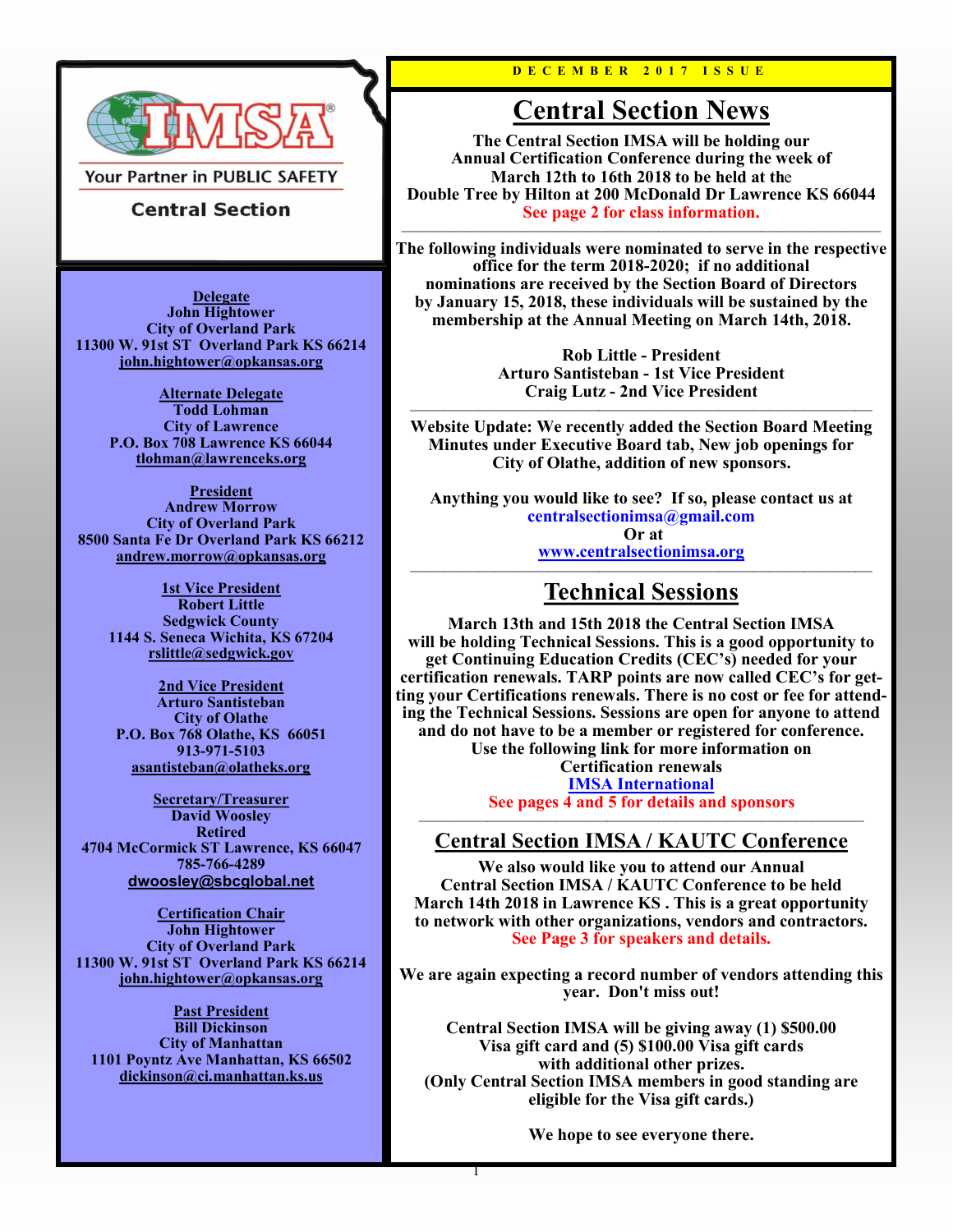IMSA®

Your Partner in PUBLIC SAFETY

Central Section

**Delegate**
**John Hightower**
**City of Overland Park**
**11300 W. 91st ST Overland Park KS 66214**
**john.hightower@opkansas.org**

**Alternate Delegate**
**Todd Lohman**
**City of Lawrence**
**P.O. Box 708 Lawrence KS 66044**
**tlohman@lawrenceks.org**

**President**
**Andrew Morrow**
**City of Overland Park**
**8500 Santa Fe Dr Overland Park KS 66212**
**andrew.morrow@opkansas.org**

**1st Vice President**
**Robert Little**
**Sedgwick County**
**1144 S. Seneca Wichita, KS 67204**
**rslittle@sedgwick.gov**

**2nd Vice President**
**Arturo Santisteban**
**City of Olathe**
**P.O. Box 768 Olathe, KS 66051**
**913-971-5103**
**asantisteban@olatheks.org**

**Secretary/Treasurer**
**David Woosley**
**Retired**
**4704 McCormick ST Lawrence, KS 66047**
**785-766-4289**
**dwoosley@sbcglobal.net**

**Certification Chair**
**John Hightower**
**City of Overland Park**
**11300 W. 91st ST Overland Park KS 66214**
**john.hightower@opkansas.org**

**Past President**
**Bill Dickinson**
**City of Manhattan**
**1101 Poyntz Ave Manhattan, KS 66502**
**dickinson@ci.manhattan.ks.us**

D E C E M B E R 2 0 1 7 I S S U E

# Central Section News

**The Central Section IMSA will be holding our Annual Certification Conference during the week of March 12th to 16th 2018 to be held at the Double Tree by Hilton at 200 McDonald Dr Lawrence KS 66044**
**See page 2 for class information.**

---

**The following individuals were nominated to serve in the respective office for the term 2018-2020; if no additional nominations are received by the Section Board of Directors by January 15, 2018, these individuals will be sustained by the membership at the Annual Meeting on March 14th, 2018.**

**Rob Little - President**
**Arturo Santisteban - 1st Vice President**
**Craig Lutz - 2nd Vice President**

---

**Website Update: We recently added the Section Board Meeting Minutes under Executive Board tab, New job openings for City of Olathe, addition of new sponsors.**

**Anything you would like to see? If so, please contact us at**
**centralsectionimsa@gmail.com**
**Or at**
**www.centralsectionimsa.org**

---

# Technical Sessions

**March 13th and 15th 2018 the Central Section IMSA will be holding Technical Sessions. This is a good opportunity to get Continuing Education Credits (CEC's) needed for your certification renewals. TARP points are now called CEC's for getting your Certifications renewals. There is no cost or fee for attending the Technical Sessions. Sessions are open for anyone to attend and do not have to be a member or registered for conference. Use the following link for more information on Certification renewals**
**IMSA International**
**See pages 4 and 5 for details and sponsors**

---

## Central Section IMSA / KAUTC Conference

**We also would like you to attend our Annual Central Section IMSA / KAUTC Conference to be held March 14th 2018 in Lawrence KS . This is a great opportunity to network with other organizations, vendors and contractors.**
**See Page 3 for speakers and details.**

**We are again expecting a record number of vendors attending this year. Don't miss out!**

**Central Section IMSA will be giving away (1) $500.00 Visa gift card and (5) $100.00 Visa gift cards with additional other prizes.**
**(Only Central Section IMSA members in good standing are eligible for the Visa gift cards.)**

**We hope to see everyone there.**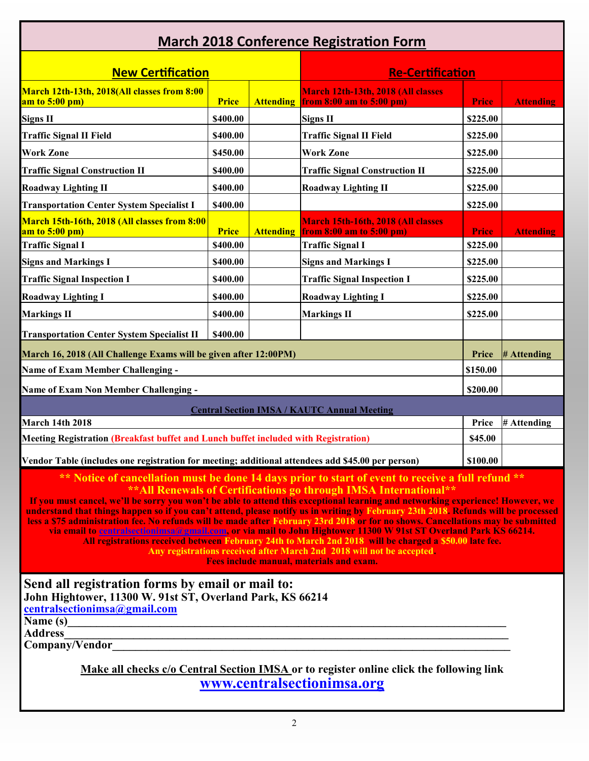# March 2018 Conference Registration Form

| **New Certification** | | | **Re-Certification** | | |
|---|---|---|---|---|---|
| **March 12th-13th, 2018(All classes from 8:00 am to 5:00 pm)** | **Price** | **Attending** | **March 12th-13th, 2018 (All classes from 8:00 am to 5:00 pm)** | **Price** | **Attending** |
| **Signs II** | **$400.00** | | **Signs II** | **$225.00** | |
| **Traffic Signal II Field** | **$400.00** | | **Traffic Signal II Field** | **$225.00** | |
| **Work Zone** | **$450.00** | | **Work Zone** | **$225.00** | |
| **Traffic Signal Construction II** | **$400.00** | | **Traffic Signal Construction II** | **$225.00** | |
| **Roadway Lighting II** | **$400.00** | | **Roadway Lighting II** | **$225.00** | |
| **Transportation Center System Specialist I** | **$400.00** | | | **$225.00** | |
| **March 15th-16th, 2018 (All classes from 8:00 am to 5:00 pm)** | **Price** | **Attending** | **March 15th-16th, 2018 (All classes from 8:00 am to 5:00 pm)** | **Price** | **Attending** |
| **Traffic Signal I** | **$400.00** | | **Traffic Signal I** | **$225.00** | |
| **Signs and Markings I** | **$400.00** | | **Signs and Markings I** | **$225.00** | |
| **Traffic Signal Inspection I** | **$400.00** | | **Traffic Signal Inspection I** | **$225.00** | |
| **Roadway Lighting I** | **$400.00** | | **Roadway Lighting I** | **$225.00** | |
| **Markings II** | **$400.00** | | **Markings II** | **$225.00** | |
| **Transportation Center System Specialist II** | **$400.00** | | | | |

| **March 16, 2018 (All Challenge Exams will be given after 12:00PM)** | **Price** | **# Attending** |
|---|---|---|
| **Name of Exam Member Challenging -** | **$150.00** | |
| **Name of Exam Non Member Challenging -** | **$200.00** | |

| **Central Section IMSA / KAUTC Annual Meeting** | | |
|---|---|---|
| **March 14th 2018** | **Price** | **# Attending** |
| **Meeting Registration (Breakfast buffet and Lunch buffet included with Registration)** | **$45.00** | |
| **Vendor Table (includes one registration for meeting; additional attendees add $45.00 per person)** | **$100.00** | |

**\*\* Notice of cancellation must be done 14 days prior to start of event to receive a full refund \*\***

**\*\*All Renewals of Certifications go through IMSA International\*\***

**If you must cancel, we'll be sorry you won't be able to attend this exceptional learning and networking experience! However, we understand that things happen so if you can't attend, please notify us in writing by February 23th 2018. Refunds will be processed less a $75 administration fee. No refunds will be made after February 23rd 2018 or for no shows. Cancellations may be submitted via email to centralsectionimsa@gmail.com, or via mail to John Hightower 11300 W 91st ST Overland Park KS 66214. All registrations received between February 24th to March 2nd 2018 will be charged a $50.00 late fee. Any registrations received after March 2nd 2018 will not be accepted. Fees include manual, materials and exam.**

## Send all registration forms by email or mail to:

**John Hightower, 11300 W. 91st ST, Overland Park, KS 66214**

**centralsectionimsa@gmail.com**

**Name (s)\_\_\_\_\_\_\_\_\_\_\_\_\_\_\_\_\_\_\_\_\_\_\_\_\_\_\_\_\_\_\_\_\_\_\_\_\_\_\_\_\_\_\_\_**

**Address\_\_\_\_\_\_\_\_\_\_\_\_\_\_\_\_\_\_\_\_\_\_\_\_\_\_\_\_\_\_\_\_\_\_\_\_\_\_\_\_\_\_\_\_\_**

**Company/Vendor\_\_\_\_\_\_\_\_\_\_\_\_\_\_\_\_\_\_\_\_\_\_\_\_\_\_\_\_\_\_\_\_\_\_\_\_\_\_\_**

**Make all checks c/o Central Section IMSA or to register online click the following link**

**www.centralsectionimsa.org**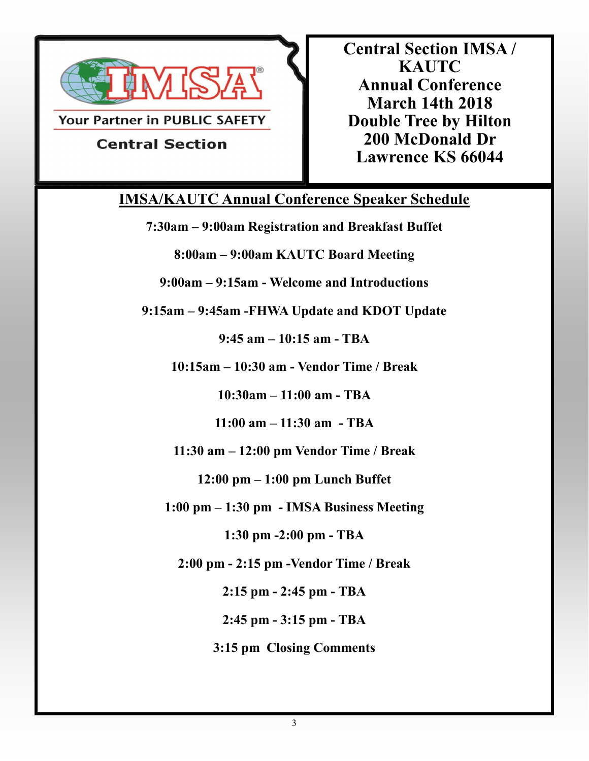IMSA

Your Partner in PUBLIC SAFETY

Central Section

# Central Section IMSA / KAUTC Annual Conference March 14th 2018 Double Tree by Hilton 200 McDonald Dr Lawrence KS 66044

## IMSA/KAUTC Annual Conference Speaker Schedule

**7:30am – 9:00am Registration and Breakfast Buffet**

**8:00am – 9:00am KAUTC Board Meeting**

**9:00am – 9:15am - Welcome and Introductions**

**9:15am – 9:45am -FHWA Update and KDOT Update**

**9:45 am – 10:15 am - TBA**

**10:15am – 10:30 am - Vendor Time / Break**

**10:30am – 11:00 am - TBA**

**11:00 am – 11:30 am - TBA**

**11:30 am – 12:00 pm Vendor Time / Break**

**12:00 pm – 1:00 pm Lunch Buffet**

**1:00 pm – 1:30 pm - IMSA Business Meeting**

**1:30 pm -2:00 pm - TBA**

**2:00 pm - 2:15 pm -Vendor Time / Break**

**2:15 pm - 2:45 pm - TBA**

**2:45 pm - 3:15 pm - TBA**

**3:15 pm Closing Comments**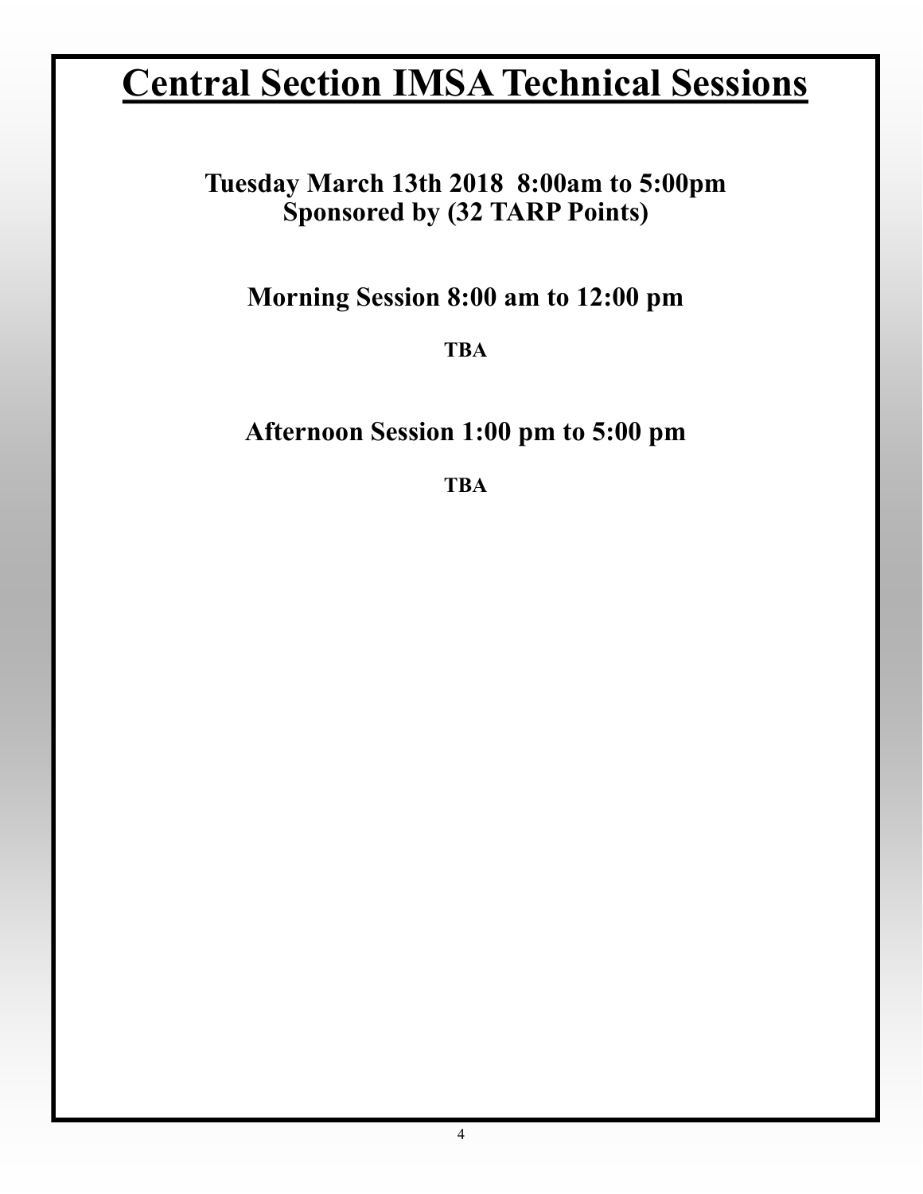# Central Section IMSA Technical Sessions

**Tuesday March 13th 2018 8:00am to 5:00pm**
**Sponsored by (32 TARP Points)**

## Morning Session 8:00 am to 12:00 pm

**TBA**

## Afternoon Session 1:00 pm to 5:00 pm

**TBA**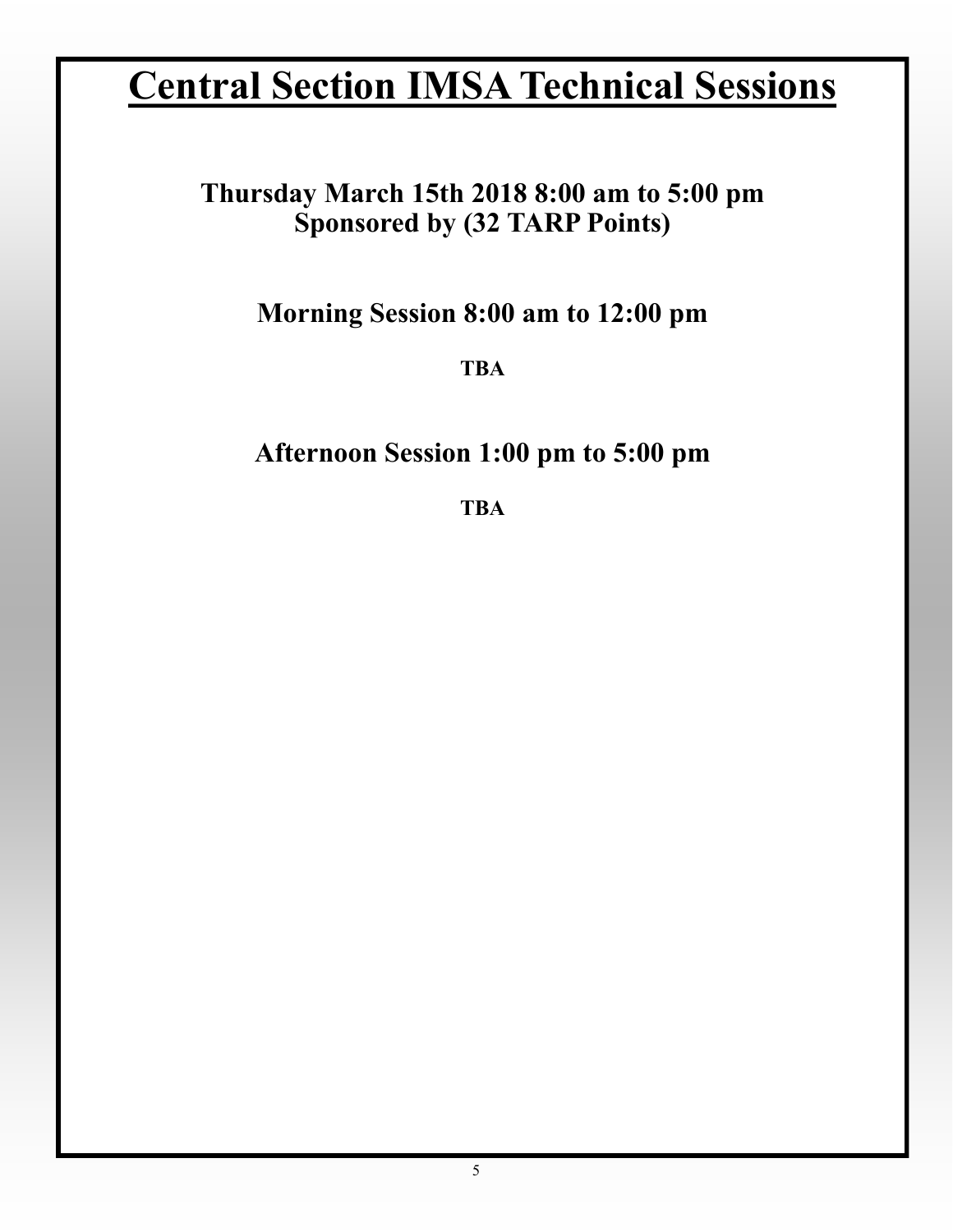# Central Section IMSA Technical Sessions

**Thursday March 15th 2018 8:00 am to 5:00 pm**
**Sponsored by (32 TARP Points)**

## Morning Session 8:00 am to 12:00 pm

**TBA**

## Afternoon Session 1:00 pm to 5:00 pm

**TBA**